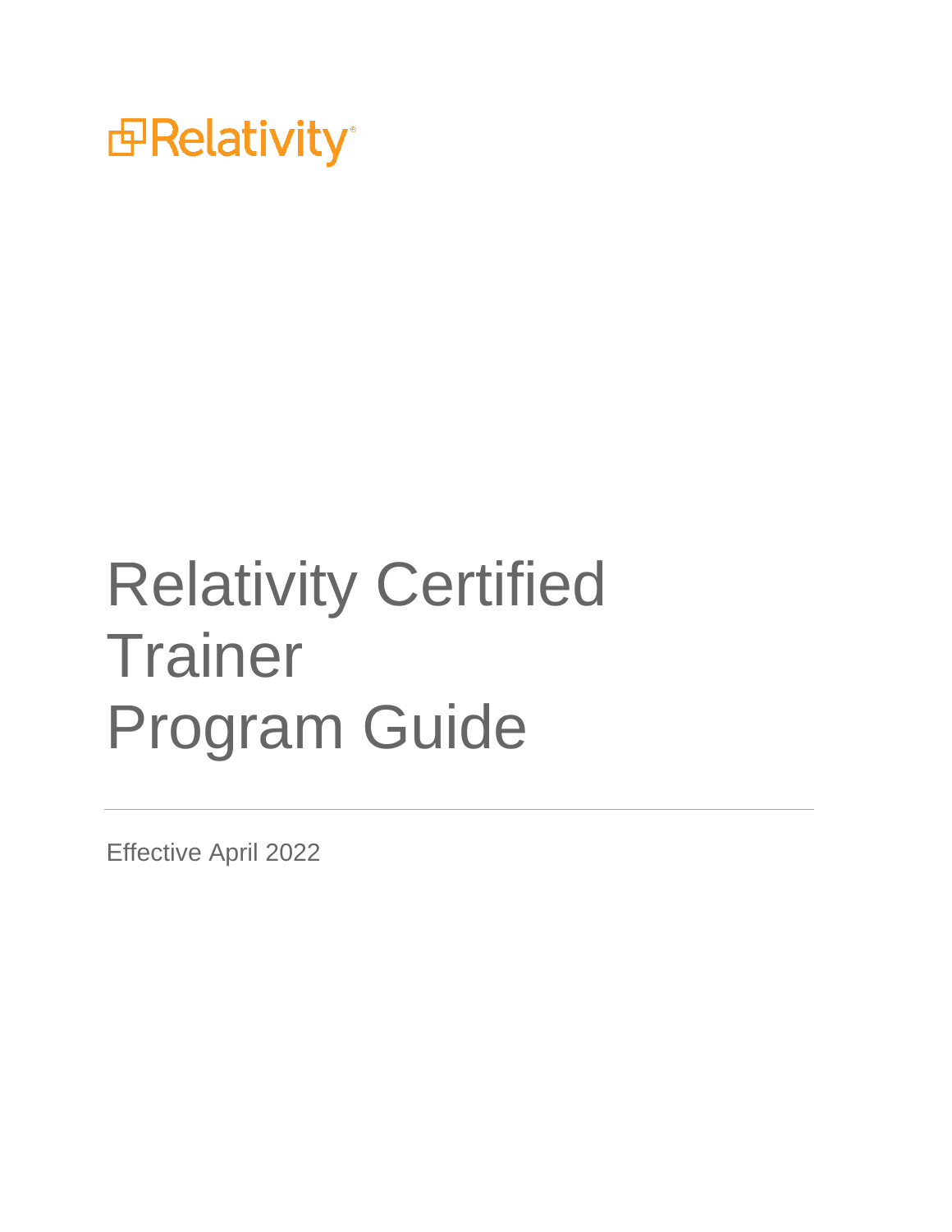Relativity

# Relativity Certified Trainer Program Guide

Effective April 2022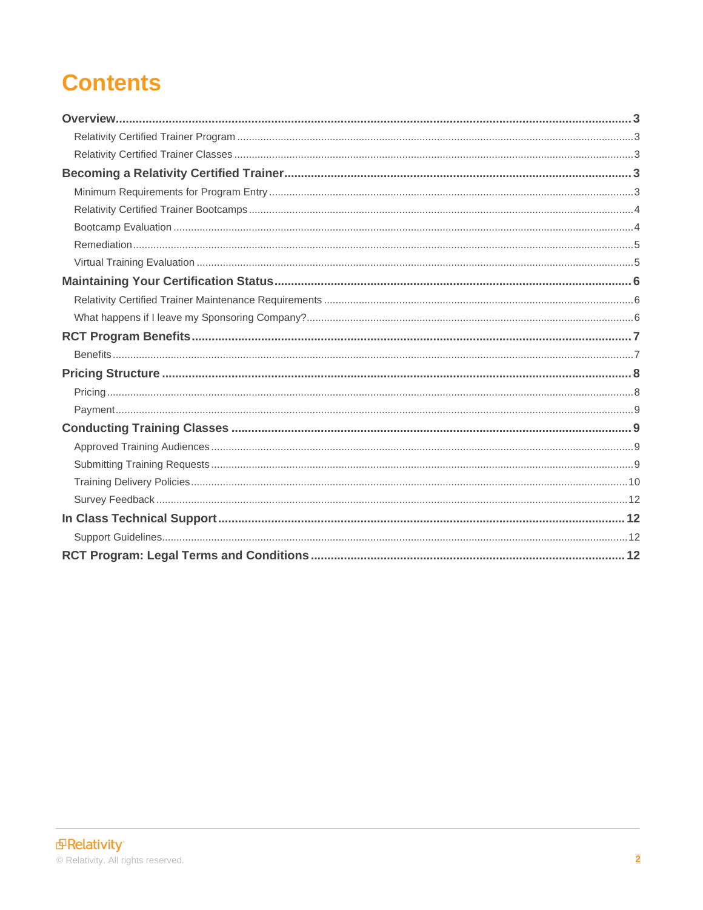# Contents

**Overview** ........................................................................ **3**

- Relativity Certified Trainer Program ........................................ 3
- Relativity Certified Trainer Classes ......................................... 3

**Becoming a Relativity Certified Trainer** ................................ **3**

- Minimum Requirements for Program Entry ................................ 3
- Relativity Certified Trainer Bootcamps .................................... 4
- Bootcamp Evaluation ............................................................ 4
- Remediation ......................................................................... 5
- Virtual Training Evaluation ..................................................... 5

**Maintaining Your Certification Status** .................................. **6**

- Relativity Certified Trainer Maintenance Requirements .............. 6
- What happens if I leave my Sponsoring Company? ..................... 6

**RCT Program Benefits** ......................................................... **7**

- Benefits ............................................................................... 7

**Pricing Structure** ................................................................. **8**

- Pricing ................................................................................. 8
- Payment ............................................................................... 9

**Conducting Training Classes** ................................................ **9**

- Approved Training Audiences ................................................. 9
- Submitting Training Requests ................................................. 9
- Training Delivery Policies ...................................................... 10
- Survey Feedback .................................................................. 12

**In Class Technical Support** ................................................... **12**

- Support Guidelines ............................................................... 12

**RCT Program: Legal Terms and Conditions** ............................ **12**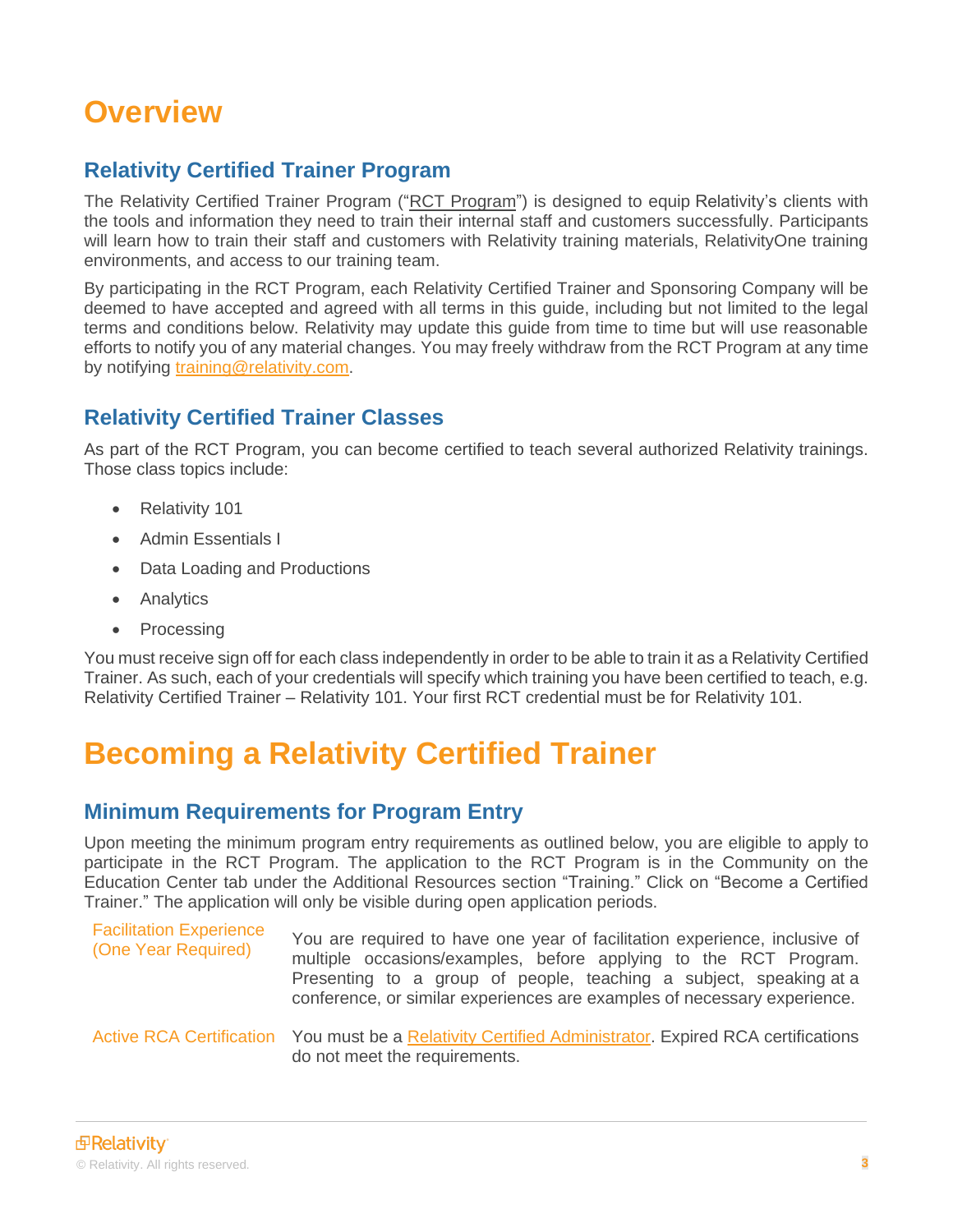# Overview

## Relativity Certified Trainer Program

The Relativity Certified Trainer Program ("RCT Program") is designed to equip Relativity's clients with the tools and information they need to train their internal staff and customers successfully. Participants will learn how to train their staff and customers with Relativity training materials, RelativityOne training environments, and access to our training team.

By participating in the RCT Program, each Relativity Certified Trainer and Sponsoring Company will be deemed to have accepted and agreed with all terms in this guide, including but not limited to the legal terms and conditions below. Relativity may update this guide from time to time but will use reasonable efforts to notify you of any material changes. You may freely withdraw from the RCT Program at any time by notifying training@relativity.com.

## Relativity Certified Trainer Classes

As part of the RCT Program, you can become certified to teach several authorized Relativity trainings. Those class topics include:

- Relativity 101
- Admin Essentials I
- Data Loading and Productions
- Analytics
- Processing

You must receive sign off for each class independently in order to be able to train it as a Relativity Certified Trainer. As such, each of your credentials will specify which training you have been certified to teach, e.g. Relativity Certified Trainer – Relativity 101. Your first RCT credential must be for Relativity 101.

# Becoming a Relativity Certified Trainer

## Minimum Requirements for Program Entry

Upon meeting the minimum program entry requirements as outlined below, you are eligible to apply to participate in the RCT Program. The application to the RCT Program is in the Community on the Education Center tab under the Additional Resources section "Training." Click on "Become a Certified Trainer." The application will only be visible during open application periods.

| Requirement | Description |
| --- | --- |
| Facilitation Experience (One Year Required) | You are required to have one year of facilitation experience, inclusive of multiple occasions/examples, before applying to the RCT Program. Presenting to a group of people, teaching a subject, speaking at a conference, or similar experiences are examples of necessary experience. |
| Active RCA Certification | You must be a Relativity Certified Administrator. Expired RCA certifications do not meet the requirements. |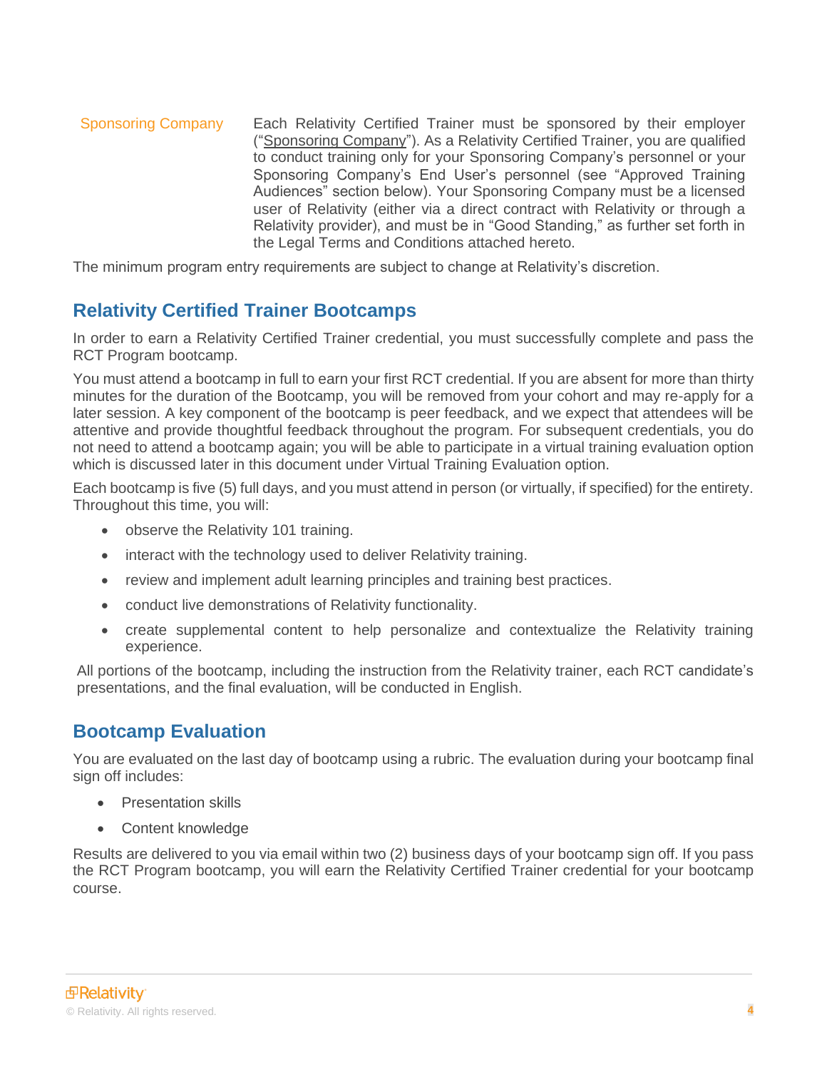| | |
|---|---|
| Sponsoring Company | Each Relativity Certified Trainer must be sponsored by their employer ("Sponsoring Company"). As a Relativity Certified Trainer, you are qualified to conduct training only for your Sponsoring Company's personnel or your Sponsoring Company's End User's personnel (see "Approved Training Audiences" section below). Your Sponsoring Company must be a licensed user of Relativity (either via a direct contract with Relativity or through a Relativity provider), and must be in "Good Standing," as further set forth in the Legal Terms and Conditions attached hereto. |

The minimum program entry requirements are subject to change at Relativity's discretion.

## Relativity Certified Trainer Bootcamps

In order to earn a Relativity Certified Trainer credential, you must successfully complete and pass the RCT Program bootcamp.

You must attend a bootcamp in full to earn your first RCT credential. If you are absent for more than thirty minutes for the duration of the Bootcamp, you will be removed from your cohort and may re-apply for a later session. A key component of the bootcamp is peer feedback, and we expect that attendees will be attentive and provide thoughtful feedback throughout the program. For subsequent credentials, you do not need to attend a bootcamp again; you will be able to participate in a virtual training evaluation option which is discussed later in this document under Virtual Training Evaluation option.

Each bootcamp is five (5) full days, and you must attend in person (or virtually, if specified) for the entirety. Throughout this time, you will:

- observe the Relativity 101 training.
- interact with the technology used to deliver Relativity training.
- review and implement adult learning principles and training best practices.
- conduct live demonstrations of Relativity functionality.
- create supplemental content to help personalize and contextualize the Relativity training experience.

All portions of the bootcamp, including the instruction from the Relativity trainer, each RCT candidate's presentations, and the final evaluation, will be conducted in English.

## Bootcamp Evaluation

You are evaluated on the last day of bootcamp using a rubric. The evaluation during your bootcamp final sign off includes:

- Presentation skills
- Content knowledge

Results are delivered to you via email within two (2) business days of your bootcamp sign off. If you pass the RCT Program bootcamp, you will earn the Relativity Certified Trainer credential for your bootcamp course.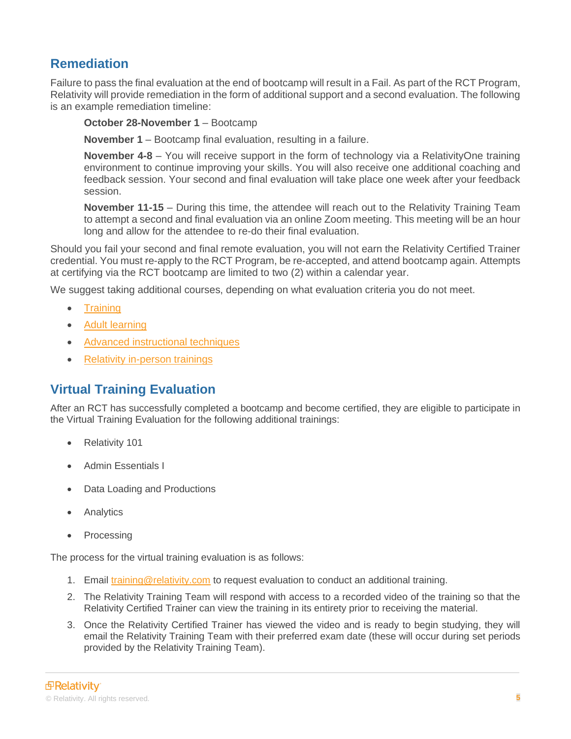## Remediation

Failure to pass the final evaluation at the end of bootcamp will result in a Fail. As part of the RCT Program, Relativity will provide remediation in the form of additional support and a second evaluation. The following is an example remediation timeline:

**October 28-November 1** – Bootcamp

**November 1** – Bootcamp final evaluation, resulting in a failure.

**November 4-8** – You will receive support in the form of technology via a RelativityOne training environment to continue improving your skills. You will also receive one additional coaching and feedback session. Your second and final evaluation will take place one week after your feedback session.

**November 11-15** – During this time, the attendee will reach out to the Relativity Training Team to attempt a second and final evaluation via an online Zoom meeting. This meeting will be an hour long and allow for the attendee to re-do their final evaluation.

Should you fail your second and final remote evaluation, you will not earn the Relativity Certified Trainer credential. You must re-apply to the RCT Program, be re-accepted, and attend bootcamp again. Attempts at certifying via the RCT bootcamp are limited to two (2) within a calendar year.

We suggest taking additional courses, depending on what evaluation criteria you do not meet.

- Training
- Adult learning
- Advanced instructional techniques
- Relativity in-person trainings

## Virtual Training Evaluation

After an RCT has successfully completed a bootcamp and become certified, they are eligible to participate in the Virtual Training Evaluation for the following additional trainings:

- Relativity 101
- Admin Essentials I
- Data Loading and Productions
- Analytics
- Processing

The process for the virtual training evaluation is as follows:

1. Email training@relativity.com to request evaluation to conduct an additional training.
2. The Relativity Training Team will respond with access to a recorded video of the training so that the Relativity Certified Trainer can view the training in its entirety prior to receiving the material.
3. Once the Relativity Certified Trainer has viewed the video and is ready to begin studying, they will email the Relativity Training Team with their preferred exam date (these will occur during set periods provided by the Relativity Training Team).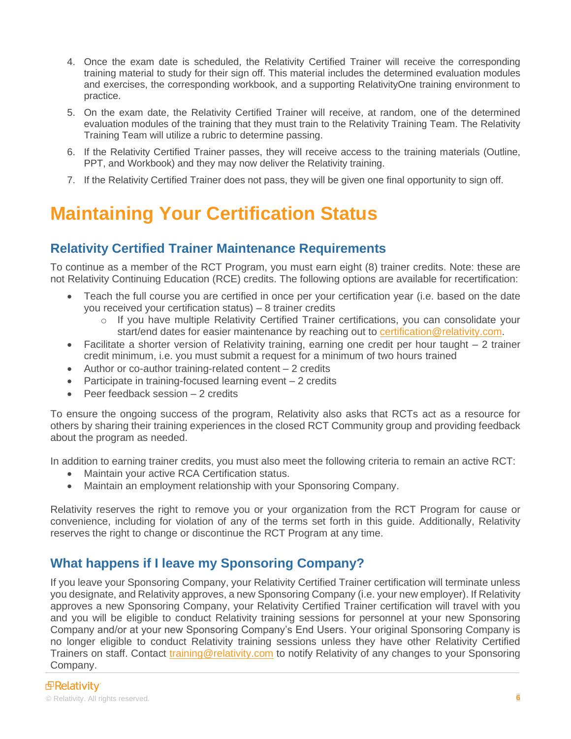4. Once the exam date is scheduled, the Relativity Certified Trainer will receive the corresponding training material to study for their sign off. This material includes the determined evaluation modules and exercises, the corresponding workbook, and a supporting RelativityOne training environment to practice.
5. On the exam date, the Relativity Certified Trainer will receive, at random, one of the determined evaluation modules of the training that they must train to the Relativity Training Team. The Relativity Training Team will utilize a rubric to determine passing.
6. If the Relativity Certified Trainer passes, they will receive access to the training materials (Outline, PPT, and Workbook) and they may now deliver the Relativity training.
7. If the Relativity Certified Trainer does not pass, they will be given one final opportunity to sign off.

# Maintaining Your Certification Status

## Relativity Certified Trainer Maintenance Requirements

To continue as a member of the RCT Program, you must earn eight (8) trainer credits. Note: these are not Relativity Continuing Education (RCE) credits. The following options are available for recertification:

- Teach the full course you are certified in once per your certification year (i.e. based on the date you received your certification status) – 8 trainer credits
  - If you have multiple Relativity Certified Trainer certifications, you can consolidate your start/end dates for easier maintenance by reaching out to certification@relativity.com.
- Facilitate a shorter version of Relativity training, earning one credit per hour taught – 2 trainer credit minimum, i.e. you must submit a request for a minimum of two hours trained
- Author or co-author training-related content – 2 credits
- Participate in training-focused learning event – 2 credits
- Peer feedback session – 2 credits

To ensure the ongoing success of the program, Relativity also asks that RCTs act as a resource for others by sharing their training experiences in the closed RCT Community group and providing feedback about the program as needed.

In addition to earning trainer credits, you must also meet the following criteria to remain an active RCT:

- Maintain your active RCA Certification status.
- Maintain an employment relationship with your Sponsoring Company.

Relativity reserves the right to remove you or your organization from the RCT Program for cause or convenience, including for violation of any of the terms set forth in this guide. Additionally, Relativity reserves the right to change or discontinue the RCT Program at any time.

## What happens if I leave my Sponsoring Company?

If you leave your Sponsoring Company, your Relativity Certified Trainer certification will terminate unless you designate, and Relativity approves, a new Sponsoring Company (i.e. your new employer). If Relativity approves a new Sponsoring Company, your Relativity Certified Trainer certification will travel with you and you will be eligible to conduct Relativity training sessions for personnel at your new Sponsoring Company and/or at your new Sponsoring Company's End Users. Your original Sponsoring Company is no longer eligible to conduct Relativity training sessions unless they have other Relativity Certified Trainers on staff. Contact training@relativity.com to notify Relativity of any changes to your Sponsoring Company.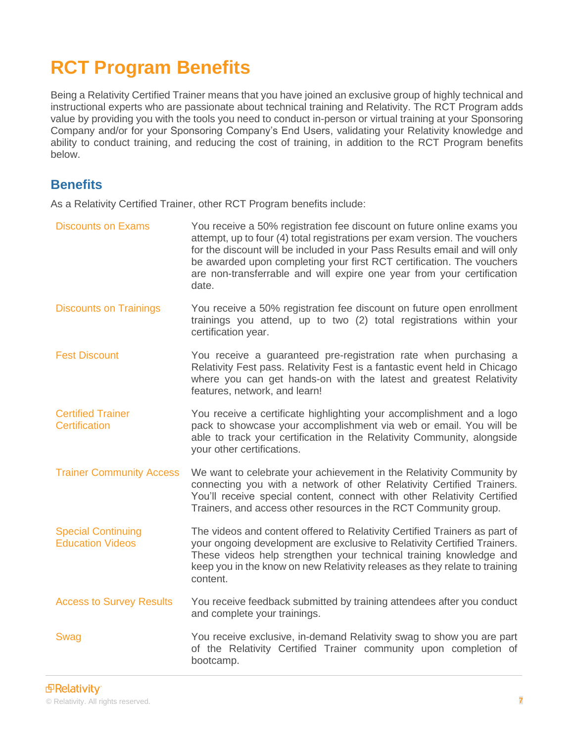# RCT Program Benefits

Being a Relativity Certified Trainer means that you have joined an exclusive group of highly technical and instructional experts who are passionate about technical training and Relativity. The RCT Program adds value by providing you with the tools you need to conduct in-person or virtual training at your Sponsoring Company and/or for your Sponsoring Company's End Users, validating your Relativity knowledge and ability to conduct training, and reducing the cost of training, in addition to the RCT Program benefits below.

## Benefits

As a Relativity Certified Trainer, other RCT Program benefits include:

| | |
|---|---|
| Discounts on Exams | You receive a 50% registration fee discount on future online exams you attempt, up to four (4) total registrations per exam version. The vouchers for the discount will be included in your Pass Results email and will only be awarded upon completing your first RCT certification. The vouchers are non-transferrable and will expire one year from your certification date. |
| Discounts on Trainings | You receive a 50% registration fee discount on future open enrollment trainings you attend, up to two (2) total registrations within your certification year. |
| Fest Discount | You receive a guaranteed pre-registration rate when purchasing a Relativity Fest pass. Relativity Fest is a fantastic event held in Chicago where you can get hands-on with the latest and greatest Relativity features, network, and learn! |
| Certified Trainer Certification | You receive a certificate highlighting your accomplishment and a logo pack to showcase your accomplishment via web or email. You will be able to track your certification in the Relativity Community, alongside your other certifications. |
| Trainer Community Access | We want to celebrate your achievement in the Relativity Community by connecting you with a network of other Relativity Certified Trainers. You'll receive special content, connect with other Relativity Certified Trainers, and access other resources in the RCT Community group. |
| Special Continuing Education Videos | The videos and content offered to Relativity Certified Trainers as part of your ongoing development are exclusive to Relativity Certified Trainers. These videos help strengthen your technical training knowledge and keep you in the know on new Relativity releases as they relate to training content. |
| Access to Survey Results | You receive feedback submitted by training attendees after you conduct and complete your trainings. |
| Swag | You receive exclusive, in-demand Relativity swag to show you are part of the Relativity Certified Trainer community upon completion of bootcamp. |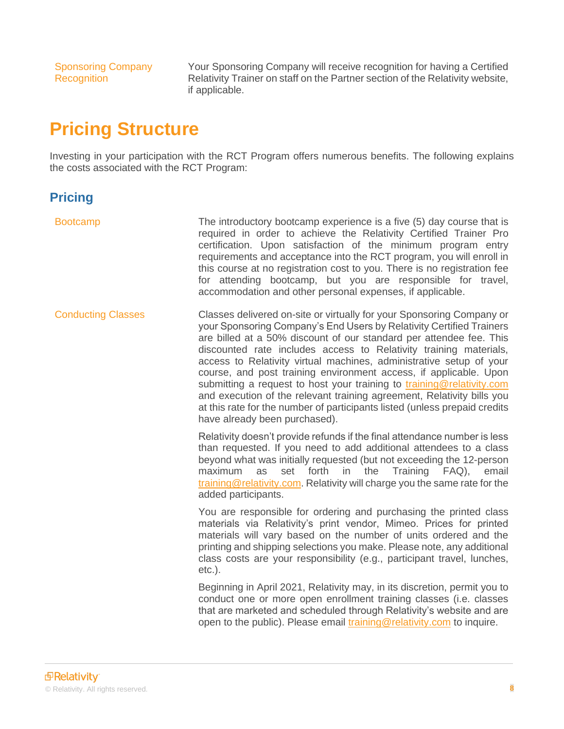| | |
|---|---|
| Sponsoring Company Recognition | Your Sponsoring Company will receive recognition for having a Certified Relativity Trainer on staff on the Partner section of the Relativity website, if applicable. |

# Pricing Structure

Investing in your participation with the RCT Program offers numerous benefits. The following explains the costs associated with the RCT Program:

## Pricing

**Bootcamp**

The introductory bootcamp experience is a five (5) day course that is required in order to achieve the Relativity Certified Trainer Pro certification. Upon satisfaction of the minimum program entry requirements and acceptance into the RCT program, you will enroll in this course at no registration cost to you. There is no registration fee for attending bootcamp, but you are responsible for travel, accommodation and other personal expenses, if applicable.

**Conducting Classes**

Classes delivered on-site or virtually for your Sponsoring Company or your Sponsoring Company's End Users by Relativity Certified Trainers are billed at a 50% discount of our standard per attendee fee. This discounted rate includes access to Relativity training materials, access to Relativity virtual machines, administrative setup of your course, and post training environment access, if applicable. Upon submitting a request to host your training to training@relativity.com and execution of the relevant training agreement, Relativity bills you at this rate for the number of participants listed (unless prepaid credits have already been purchased).

Relativity doesn't provide refunds if the final attendance number is less than requested. If you need to add additional attendees to a class beyond what was initially requested (but not exceeding the 12-person maximum as set forth in the Training FAQ), email training@relativity.com. Relativity will charge you the same rate for the added participants.

You are responsible for ordering and purchasing the printed class materials via Relativity's print vendor, Mimeo. Prices for printed materials will vary based on the number of units ordered and the printing and shipping selections you make. Please note, any additional class costs are your responsibility (e.g., participant travel, lunches, etc.).

Beginning in April 2021, Relativity may, in its discretion, permit you to conduct one or more open enrollment training classes (i.e. classes that are marketed and scheduled through Relativity's website and are open to the public). Please email training@relativity.com to inquire.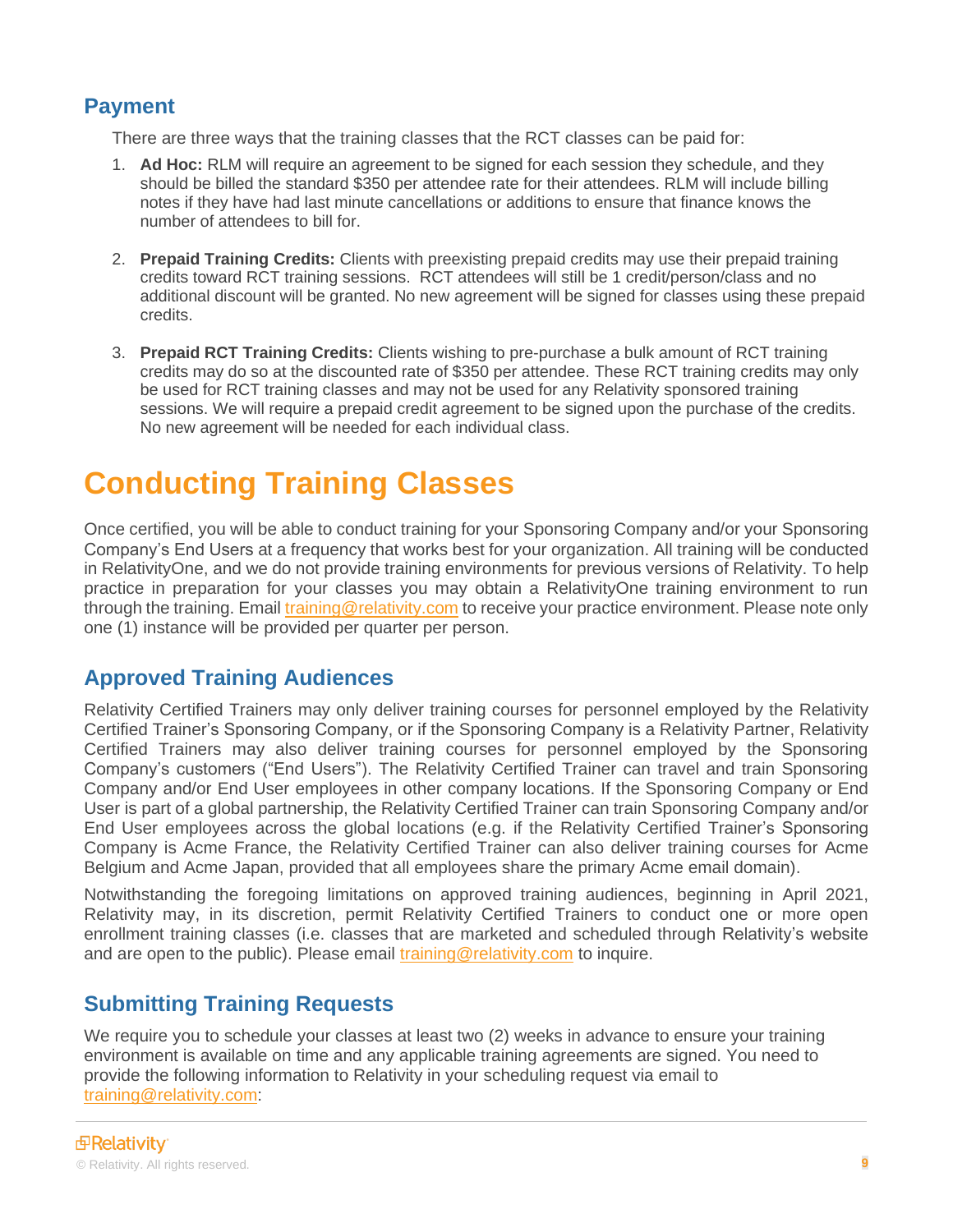## Payment

There are three ways that the training classes that the RCT classes can be paid for:

1. **Ad Hoc:** RLM will require an agreement to be signed for each session they schedule, and they should be billed the standard $350 per attendee rate for their attendees. RLM will include billing notes if they have had last minute cancellations or additions to ensure that finance knows the number of attendees to bill for.

2. **Prepaid Training Credits:** Clients with preexisting prepaid credits may use their prepaid training credits toward RCT training sessions. RCT attendees will still be 1 credit/person/class and no additional discount will be granted. No new agreement will be signed for classes using these prepaid credits.

3. **Prepaid RCT Training Credits:** Clients wishing to pre-purchase a bulk amount of RCT training credits may do so at the discounted rate of $350 per attendee. These RCT training credits may only be used for RCT training classes and may not be used for any Relativity sponsored training sessions. We will require a prepaid credit agreement to be signed upon the purchase of the credits. No new agreement will be needed for each individual class.

# Conducting Training Classes

Once certified, you will be able to conduct training for your Sponsoring Company and/or your Sponsoring Company's End Users at a frequency that works best for your organization. All training will be conducted in RelativityOne, and we do not provide training environments for previous versions of Relativity. To help practice in preparation for your classes you may obtain a RelativityOne training environment to run through the training. Email training@relativity.com to receive your practice environment. Please note only one (1) instance will be provided per quarter per person.

## Approved Training Audiences

Relativity Certified Trainers may only deliver training courses for personnel employed by the Relativity Certified Trainer's Sponsoring Company, or if the Sponsoring Company is a Relativity Partner, Relativity Certified Trainers may also deliver training courses for personnel employed by the Sponsoring Company's customers ("End Users"). The Relativity Certified Trainer can travel and train Sponsoring Company and/or End User employees in other company locations. If the Sponsoring Company or End User is part of a global partnership, the Relativity Certified Trainer can train Sponsoring Company and/or End User employees across the global locations (e.g. if the Relativity Certified Trainer's Sponsoring Company is Acme France, the Relativity Certified Trainer can also deliver training courses for Acme Belgium and Acme Japan, provided that all employees share the primary Acme email domain).

Notwithstanding the foregoing limitations on approved training audiences, beginning in April 2021, Relativity may, in its discretion, permit Relativity Certified Trainers to conduct one or more open enrollment training classes (i.e. classes that are marketed and scheduled through Relativity's website and are open to the public). Please email training@relativity.com to inquire.

## Submitting Training Requests

We require you to schedule your classes at least two (2) weeks in advance to ensure your training environment is available on time and any applicable training agreements are signed. You need to provide the following information to Relativity in your scheduling request via email to training@relativity.com: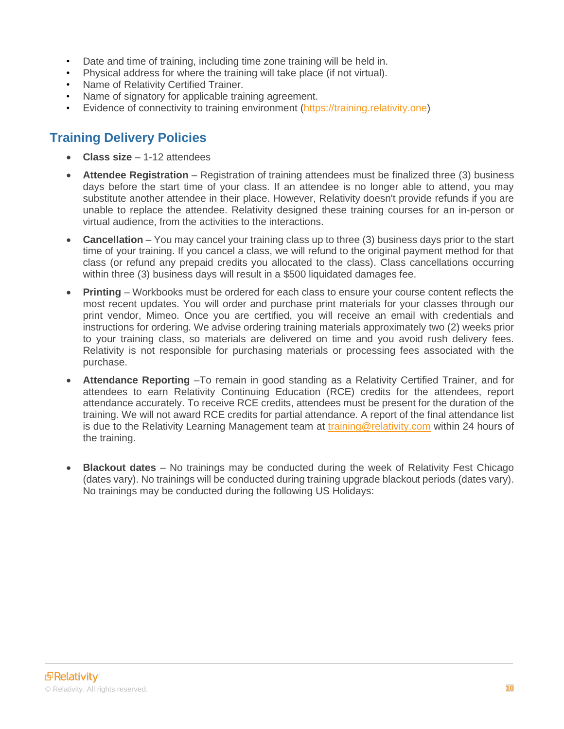- Date and time of training, including time zone training will be held in.
- Physical address for where the training will take place (if not virtual).
- Name of Relativity Certified Trainer.
- Name of signatory for applicable training agreement.
- Evidence of connectivity to training environment (https://training.relativity.one)

## Training Delivery Policies

- **Class size** – 1-12 attendees
- **Attendee Registration** – Registration of training attendees must be finalized three (3) business days before the start time of your class. If an attendee is no longer able to attend, you may substitute another attendee in their place. However, Relativity doesn't provide refunds if you are unable to replace the attendee. Relativity designed these training courses for an in-person or virtual audience, from the activities to the interactions.
- **Cancellation** – You may cancel your training class up to three (3) business days prior to the start time of your training. If you cancel a class, we will refund to the original payment method for that class (or refund any prepaid credits you allocated to the class). Class cancellations occurring within three (3) business days will result in a $500 liquidated damages fee.
- **Printing** – Workbooks must be ordered for each class to ensure your course content reflects the most recent updates. You will order and purchase print materials for your classes through our print vendor, Mimeo. Once you are certified, you will receive an email with credentials and instructions for ordering. We advise ordering training materials approximately two (2) weeks prior to your training class, so materials are delivered on time and you avoid rush delivery fees. Relativity is not responsible for purchasing materials or processing fees associated with the purchase.
- **Attendance Reporting** –To remain in good standing as a Relativity Certified Trainer, and for attendees to earn Relativity Continuing Education (RCE) credits for the attendees, report attendance accurately. To receive RCE credits, attendees must be present for the duration of the training. We will not award RCE credits for partial attendance. A report of the final attendance list is due to the Relativity Learning Management team at training@relativity.com within 24 hours of the training.
- **Blackout dates** – No trainings may be conducted during the week of Relativity Fest Chicago (dates vary). No trainings will be conducted during training upgrade blackout periods (dates vary). No trainings may be conducted during the following US Holidays: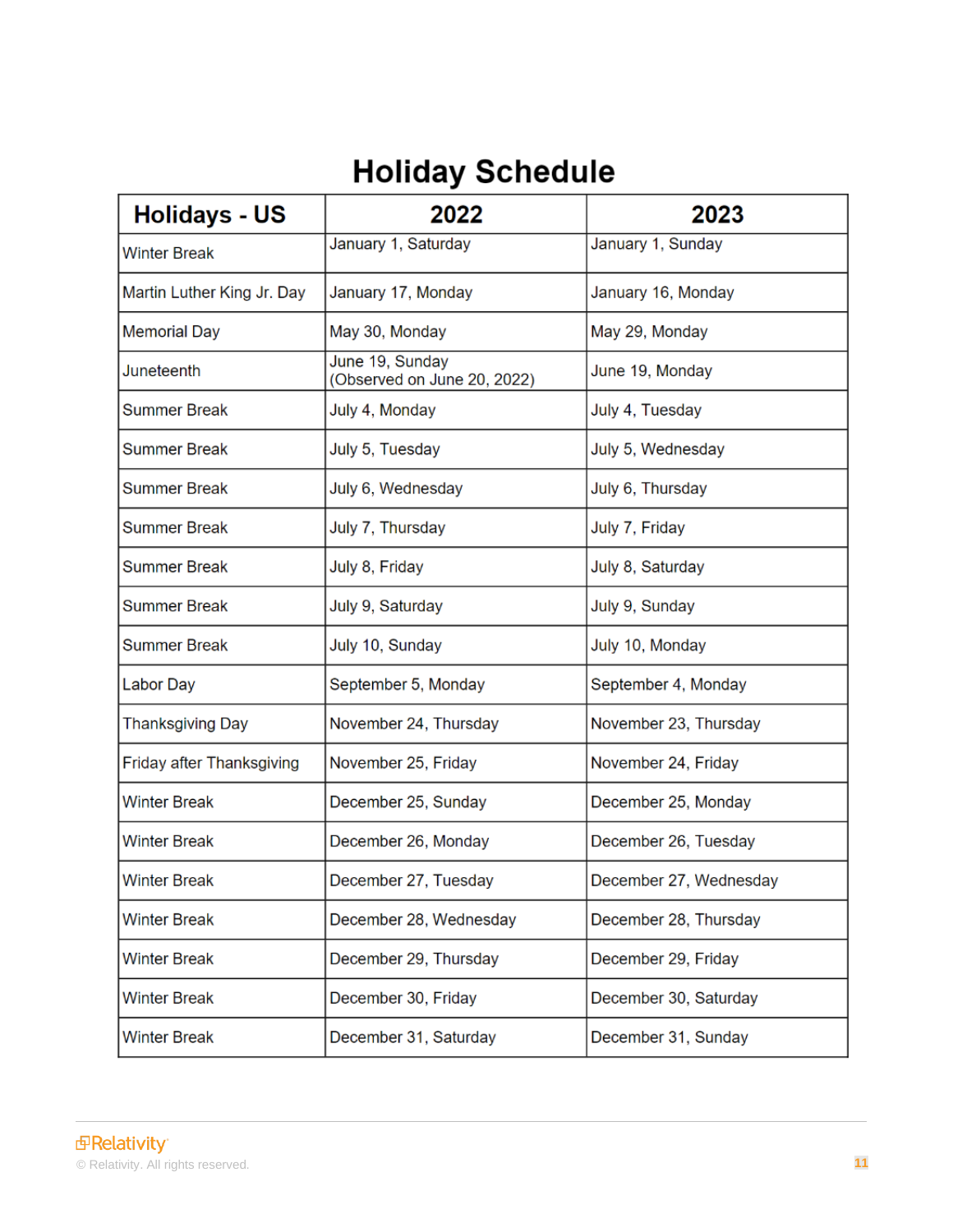# Holiday Schedule

| Holidays - US | 2022 | 2023 |
|---|---|---|
| Winter Break | January 1, Saturday | January 1, Sunday |
| Martin Luther King Jr. Day | January 17, Monday | January 16, Monday |
| Memorial Day | May 30, Monday | May 29, Monday |
| Juneteenth | June 19, Sunday (Observed on June 20, 2022) | June 19, Monday |
| Summer Break | July 4, Monday | July 4, Tuesday |
| Summer Break | July 5, Tuesday | July 5, Wednesday |
| Summer Break | July 6, Wednesday | July 6, Thursday |
| Summer Break | July 7, Thursday | July 7, Friday |
| Summer Break | July 8, Friday | July 8, Saturday |
| Summer Break | July 9, Saturday | July 9, Sunday |
| Summer Break | July 10, Sunday | July 10, Monday |
| Labor Day | September 5, Monday | September 4, Monday |
| Thanksgiving Day | November 24, Thursday | November 23, Thursday |
| Friday after Thanksgiving | November 25, Friday | November 24, Friday |
| Winter Break | December 25, Sunday | December 25, Monday |
| Winter Break | December 26, Monday | December 26, Tuesday |
| Winter Break | December 27, Tuesday | December 27, Wednesday |
| Winter Break | December 28, Wednesday | December 28, Thursday |
| Winter Break | December 29, Thursday | December 29, Friday |
| Winter Break | December 30, Friday | December 30, Saturday |
| Winter Break | December 31, Saturday | December 31, Sunday |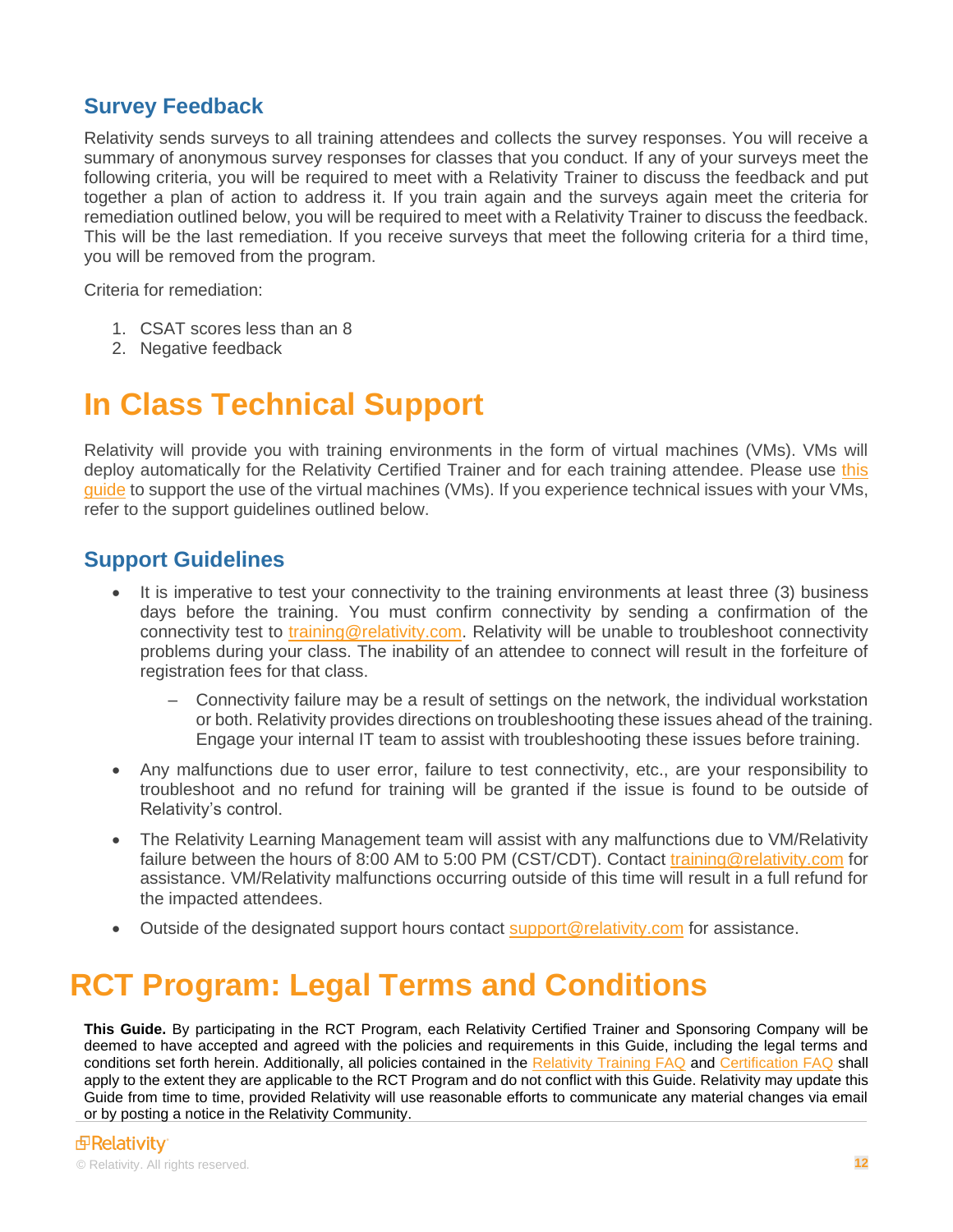## Survey Feedback

Relativity sends surveys to all training attendees and collects the survey responses. You will receive a summary of anonymous survey responses for classes that you conduct. If any of your surveys meet the following criteria, you will be required to meet with a Relativity Trainer to discuss the feedback and put together a plan of action to address it. If you train again and the surveys again meet the criteria for remediation outlined below, you will be required to meet with a Relativity Trainer to discuss the feedback. This will be the last remediation. If you receive surveys that meet the following criteria for a third time, you will be removed from the program.

Criteria for remediation:

1. CSAT scores less than an 8
2. Negative feedback

# In Class Technical Support

Relativity will provide you with training environments in the form of virtual machines (VMs). VMs will deploy automatically for the Relativity Certified Trainer and for each training attendee. Please use this guide to support the use of the virtual machines (VMs). If you experience technical issues with your VMs, refer to the support guidelines outlined below.

## Support Guidelines

- It is imperative to test your connectivity to the training environments at least three (3) business days before the training. You must confirm connectivity by sending a confirmation of the connectivity test to training@relativity.com. Relativity will be unable to troubleshoot connectivity problems during your class. The inability of an attendee to connect will result in the forfeiture of registration fees for that class.
  - Connectivity failure may be a result of settings on the network, the individual workstation or both. Relativity provides directions on troubleshooting these issues ahead of the training. Engage your internal IT team to assist with troubleshooting these issues before training.
- Any malfunctions due to user error, failure to test connectivity, etc., are your responsibility to troubleshoot and no refund for training will be granted if the issue is found to be outside of Relativity's control.
- The Relativity Learning Management team will assist with any malfunctions due to VM/Relativity failure between the hours of 8:00 AM to 5:00 PM (CST/CDT). Contact training@relativity.com for assistance. VM/Relativity malfunctions occurring outside of this time will result in a full refund for the impacted attendees.
- Outside of the designated support hours contact support@relativity.com for assistance.

# RCT Program: Legal Terms and Conditions

**This Guide.** By participating in the RCT Program, each Relativity Certified Trainer and Sponsoring Company will be deemed to have accepted and agreed with the policies and requirements in this Guide, including the legal terms and conditions set forth herein. Additionally, all policies contained in the Relativity Training FAQ and Certification FAQ shall apply to the extent they are applicable to the RCT Program and do not conflict with this Guide. Relativity may update this Guide from time to time, provided Relativity will use reasonable efforts to communicate any material changes via email or by posting a notice in the Relativity Community.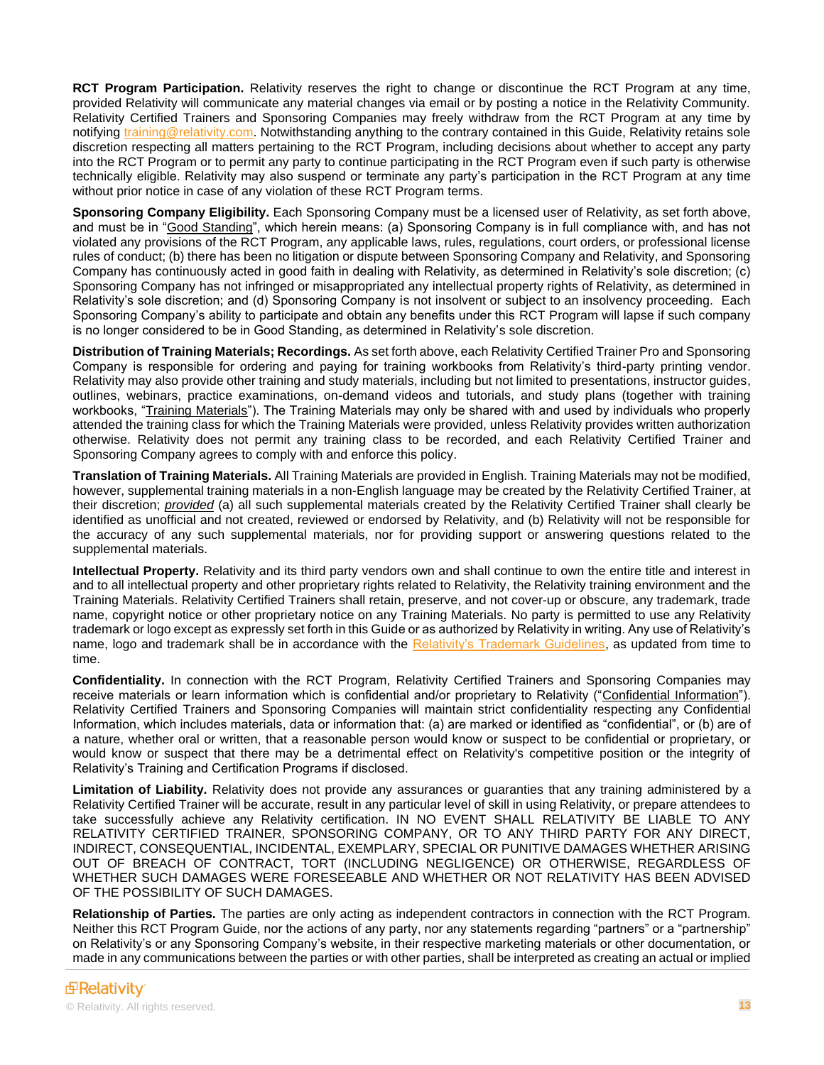**RCT Program Participation.** Relativity reserves the right to change or discontinue the RCT Program at any time, provided Relativity will communicate any material changes via email or by posting a notice in the Relativity Community. Relativity Certified Trainers and Sponsoring Companies may freely withdraw from the RCT Program at any time by notifying training@relativity.com. Notwithstanding anything to the contrary contained in this Guide, Relativity retains sole discretion respecting all matters pertaining to the RCT Program, including decisions about whether to accept any party into the RCT Program or to permit any party to continue participating in the RCT Program even if such party is otherwise technically eligible. Relativity may also suspend or terminate any party's participation in the RCT Program at any time without prior notice in case of any violation of these RCT Program terms.

**Sponsoring Company Eligibility.** Each Sponsoring Company must be a licensed user of Relativity, as set forth above, and must be in "Good Standing", which herein means: (a) Sponsoring Company is in full compliance with, and has not violated any provisions of the RCT Program, any applicable laws, rules, regulations, court orders, or professional license rules of conduct; (b) there has been no litigation or dispute between Sponsoring Company and Relativity, and Sponsoring Company has continuously acted in good faith in dealing with Relativity, as determined in Relativity's sole discretion; (c) Sponsoring Company has not infringed or misappropriated any intellectual property rights of Relativity, as determined in Relativity's sole discretion; and (d) Sponsoring Company is not insolvent or subject to an insolvency proceeding. Each Sponsoring Company's ability to participate and obtain any benefits under this RCT Program will lapse if such company is no longer considered to be in Good Standing, as determined in Relativity's sole discretion.

**Distribution of Training Materials; Recordings.** As set forth above, each Relativity Certified Trainer Pro and Sponsoring Company is responsible for ordering and paying for training workbooks from Relativity's third-party printing vendor. Relativity may also provide other training and study materials, including but not limited to presentations, instructor guides, outlines, webinars, practice examinations, on-demand videos and tutorials, and study plans (together with training workbooks, "Training Materials"). The Training Materials may only be shared with and used by individuals who properly attended the training class for which the Training Materials were provided, unless Relativity provides written authorization otherwise. Relativity does not permit any training class to be recorded, and each Relativity Certified Trainer and Sponsoring Company agrees to comply with and enforce this policy.

**Translation of Training Materials.** All Training Materials are provided in English. Training Materials may not be modified, however, supplemental training materials in a non-English language may be created by the Relativity Certified Trainer, at their discretion; *provided* (a) all such supplemental materials created by the Relativity Certified Trainer shall clearly be identified as unofficial and not created, reviewed or endorsed by Relativity, and (b) Relativity will not be responsible for the accuracy of any such supplemental materials, nor for providing support or answering questions related to the supplemental materials.

**Intellectual Property.** Relativity and its third party vendors own and shall continue to own the entire title and interest in and to all intellectual property and other proprietary rights related to Relativity, the Relativity training environment and the Training Materials. Relativity Certified Trainers shall retain, preserve, and not cover-up or obscure, any trademark, trade name, copyright notice or other proprietary notice on any Training Materials. No party is permitted to use any Relativity trademark or logo except as expressly set forth in this Guide or as authorized by Relativity in writing. Any use of Relativity's name, logo and trademark shall be in accordance with the Relativity's Trademark Guidelines, as updated from time to time.

**Confidentiality.** In connection with the RCT Program, Relativity Certified Trainers and Sponsoring Companies may receive materials or learn information which is confidential and/or proprietary to Relativity ("Confidential Information"). Relativity Certified Trainers and Sponsoring Companies will maintain strict confidentiality respecting any Confidential Information, which includes materials, data or information that: (a) are marked or identified as "confidential", or (b) are of a nature, whether oral or written, that a reasonable person would know or suspect to be confidential or proprietary, or would know or suspect that there may be a detrimental effect on Relativity's competitive position or the integrity of Relativity's Training and Certification Programs if disclosed.

**Limitation of Liability.** Relativity does not provide any assurances or guaranties that any training administered by a Relativity Certified Trainer will be accurate, result in any particular level of skill in using Relativity, or prepare attendees to take successfully achieve any Relativity certification. IN NO EVENT SHALL RELATIVITY BE LIABLE TO ANY RELATIVITY CERTIFIED TRAINER, SPONSORING COMPANY, OR TO ANY THIRD PARTY FOR ANY DIRECT, INDIRECT, CONSEQUENTIAL, INCIDENTAL, EXEMPLARY, SPECIAL OR PUNITIVE DAMAGES WHETHER ARISING OUT OF BREACH OF CONTRACT, TORT (INCLUDING NEGLIGENCE) OR OTHERWISE, REGARDLESS OF WHETHER SUCH DAMAGES WERE FORESEEABLE AND WHETHER OR NOT RELATIVITY HAS BEEN ADVISED OF THE POSSIBILITY OF SUCH DAMAGES.

**Relationship of Parties.** The parties are only acting as independent contractors in connection with the RCT Program. Neither this RCT Program Guide, nor the actions of any party, nor any statements regarding "partners" or a "partnership" on Relativity's or any Sponsoring Company's website, in their respective marketing materials or other documentation, or made in any communications between the parties or with other parties, shall be interpreted as creating an actual or implied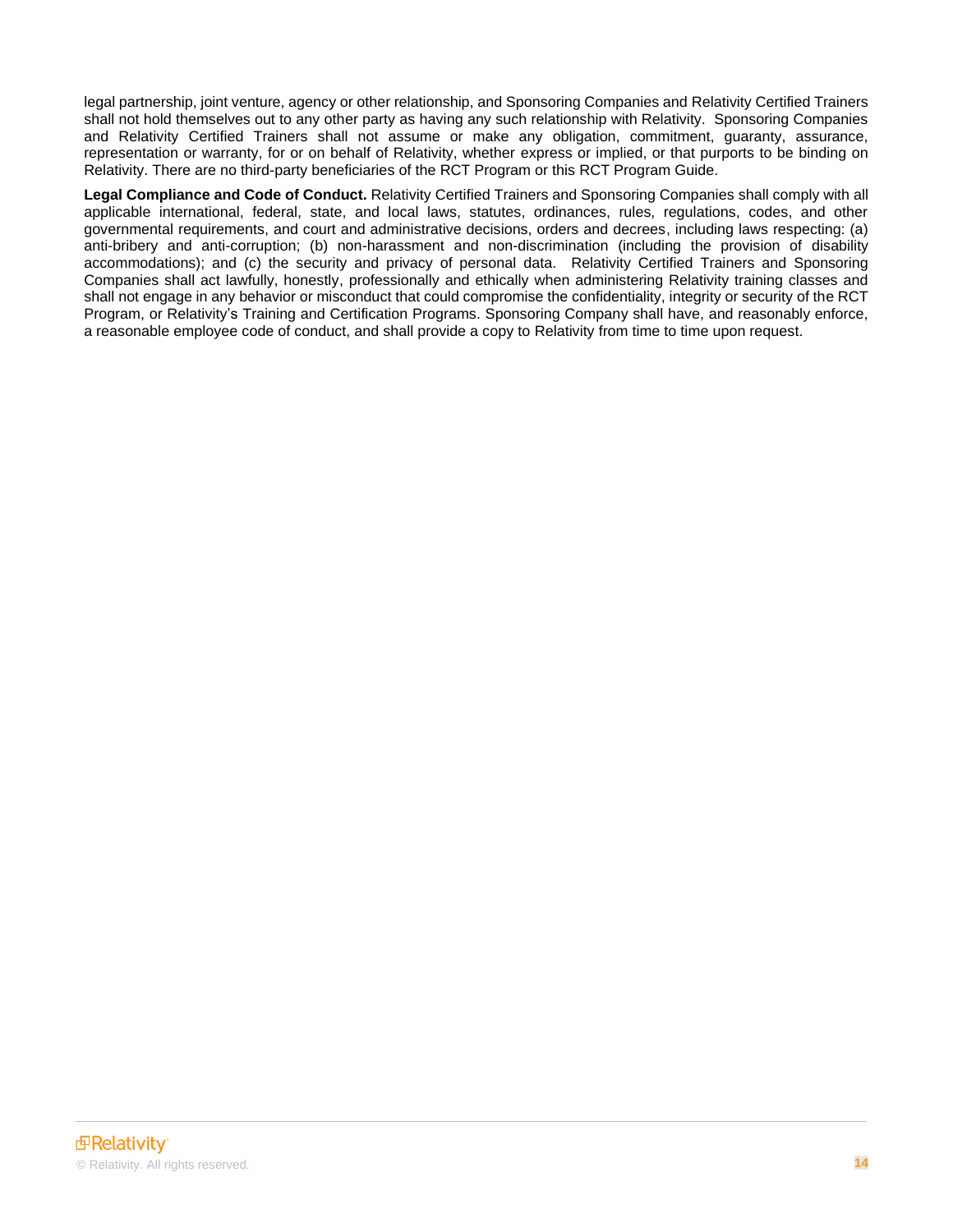legal partnership, joint venture, agency or other relationship, and Sponsoring Companies and Relativity Certified Trainers shall not hold themselves out to any other party as having any such relationship with Relativity. Sponsoring Companies and Relativity Certified Trainers shall not assume or make any obligation, commitment, guaranty, assurance, representation or warranty, for or on behalf of Relativity, whether express or implied, or that purports to be binding on Relativity. There are no third-party beneficiaries of the RCT Program or this RCT Program Guide.

**Legal Compliance and Code of Conduct.** Relativity Certified Trainers and Sponsoring Companies shall comply with all applicable international, federal, state, and local laws, statutes, ordinances, rules, regulations, codes, and other governmental requirements, and court and administrative decisions, orders and decrees, including laws respecting: (a) anti-bribery and anti-corruption; (b) non-harassment and non-discrimination (including the provision of disability accommodations); and (c) the security and privacy of personal data. Relativity Certified Trainers and Sponsoring Companies shall act lawfully, honestly, professionally and ethically when administering Relativity training classes and shall not engage in any behavior or misconduct that could compromise the confidentiality, integrity or security of the RCT Program, or Relativity's Training and Certification Programs. Sponsoring Company shall have, and reasonably enforce, a reasonable employee code of conduct, and shall provide a copy to Relativity from time to time upon request.